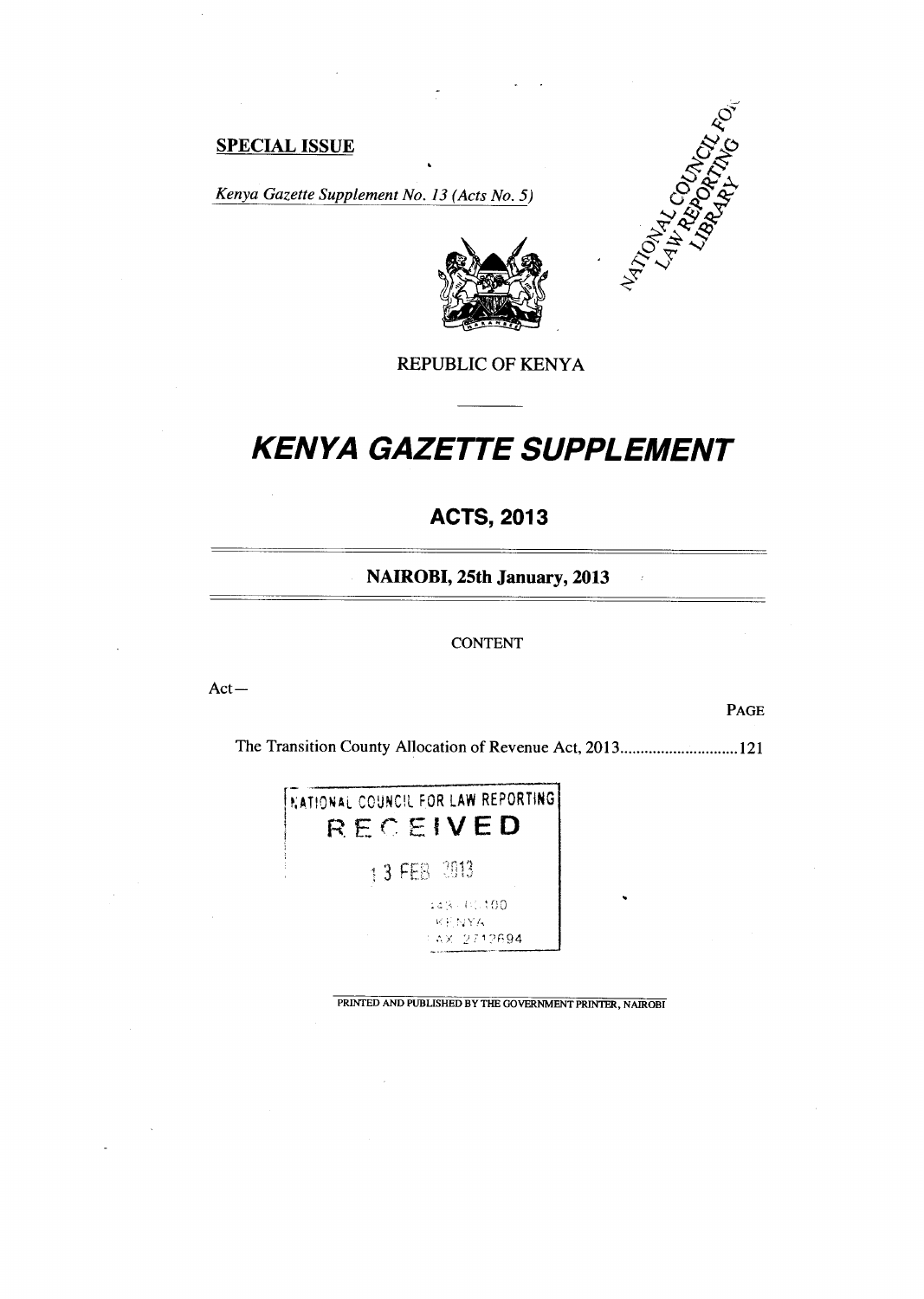**SPECIAL ISSUE**

*Kenya Gazette Supplement No. 13 (Acts No. 5)*

REPUBLIC OF KENYA

# KENYA GAZETTE SUPPLEMENT

## ACTS, 2013

**NAIROBI, 25th January, 2013**

CONTENT

Act—

PAGE

The Transition County Allocation of Revenue Act, 2013............................121

NATIONAL COUNCIL FOR LAW REPORTING
RECEIVED
13 FEB 2013

PRINTED AND PUBLISHED BY THE GOVERNMENT PRINTER, NAIROBI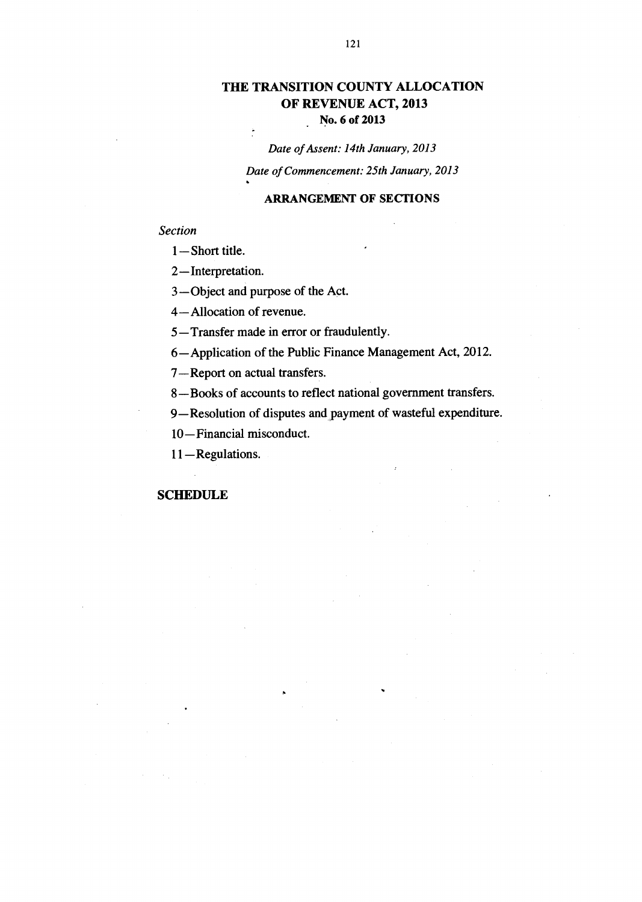# THE TRANSITION COUNTY ALLOCATION OF REVENUE ACT, 2013

**No. 6 of 2013**

*Date of Assent: 14th January, 2013*

*Date of Commencement: 25th January, 2013*

## ARRANGEMENT OF SECTIONS

*Section*

1—Short title.

2—Interpretation.

3—Object and purpose of the Act.

4—Allocation of revenue.

5—Transfer made in error or fraudulently.

6—Application of the Public Finance Management Act, 2012.

7—Report on actual transfers.

8—Books of accounts to reflect national government transfers.

9—Resolution of disputes and payment of wasteful expenditure.

10—Financial misconduct.

11—Regulations.

**SCHEDULE**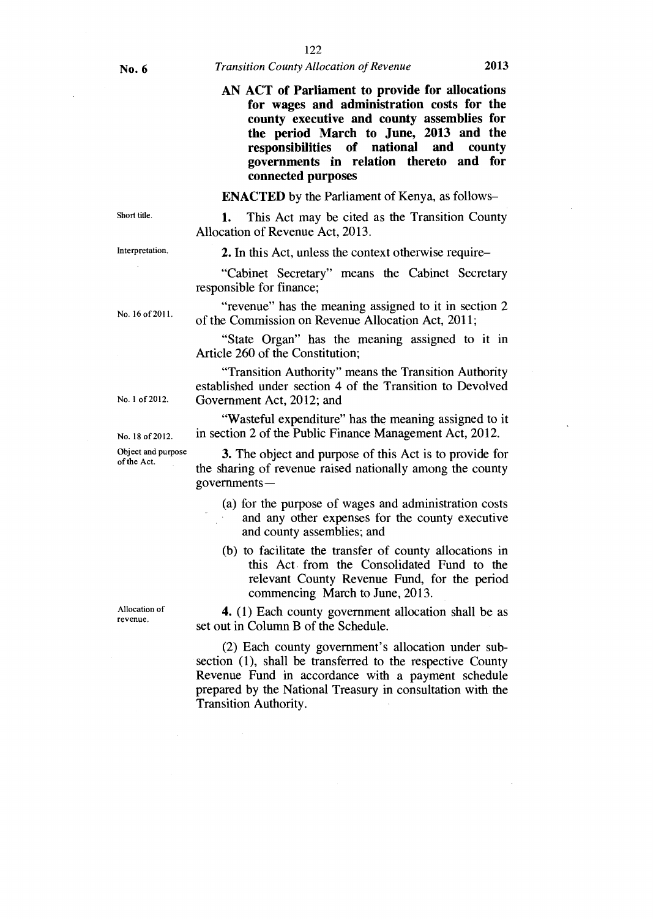**No. 6**

**AN ACT of Parliament to provide for allocations for wages and administration costs for the county executive and county assemblies for the period March to June, 2013 and the responsibilities of national and county governments in relation thereto and for connected purposes**

**ENACTED** by the Parliament of Kenya, as follows–

Short title.

**1.** This Act may be cited as the Transition County Allocation of Revenue Act, 2013.

Interpretation.

**2.** In this Act, unless the context otherwise require–

"Cabinet Secretary" means the Cabinet Secretary responsible for finance;

No. 16 of 2011.

"revenue" has the meaning assigned to it in section 2 of the Commission on Revenue Allocation Act, 2011;

"State Organ" has the meaning assigned to it in Article 260 of the Constitution;

No. 1 of 2012.

"Transition Authority" means the Transition Authority established under section 4 of the Transition to Devolved Government Act, 2012; and

No. 18 of 2012.

"Wasteful expenditure" has the meaning assigned to it in section 2 of the Public Finance Management Act, 2012.

Object and purpose of the Act.

**3.** The object and purpose of this Act is to provide for the sharing of revenue raised nationally among the county governments—

(a) for the purpose of wages and administration costs and any other expenses for the county executive and county assemblies; and

(b) to facilitate the transfer of county allocations in this Act from the Consolidated Fund to the relevant County Revenue Fund, for the period commencing March to June, 2013.

Allocation of revenue.

**4.** (1) Each county government allocation shall be as set out in Column B of the Schedule.

(2) Each county government's allocation under sub-section (1), shall be transferred to the respective County Revenue Fund in accordance with a payment schedule prepared by the National Treasury in consultation with the Transition Authority.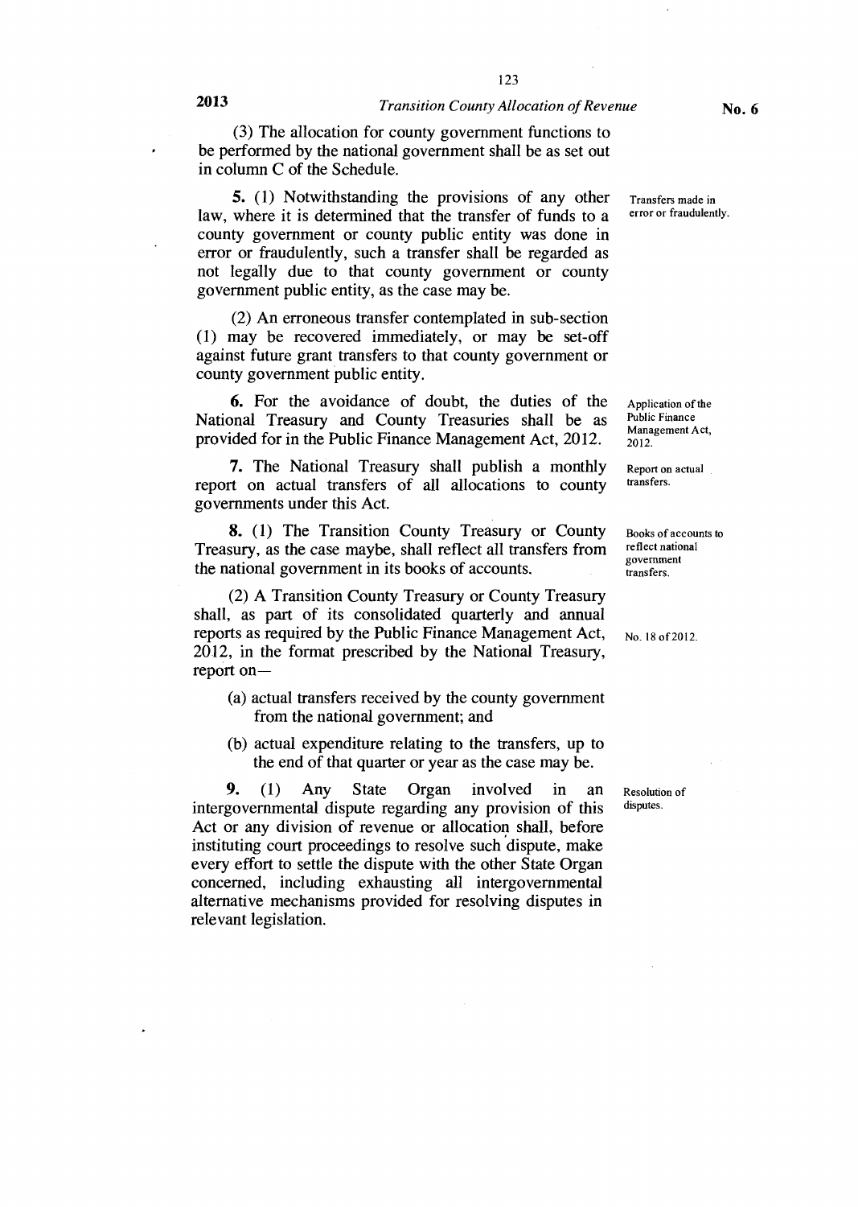(3) The allocation for county government functions to be performed by the national government shall be as set out in column C of the Schedule.

**5.** (1) Notwithstanding the provisions of any other law, where it is determined that the transfer of funds to a county government or county public entity was done in error or fraudulently, such a transfer shall be regarded as not legally due to that county government or county government public entity, as the case may be.

Transfers made in error or fraudulently.

(2) An erroneous transfer contemplated in sub-section (1) may be recovered immediately, or may be set-off against future grant transfers to that county government or county government public entity.

**6.** For the avoidance of doubt, the duties of the National Treasury and County Treasuries shall be as provided for in the Public Finance Management Act, 2012.

Application of the Public Finance Management Act, 2012.

**7.** The National Treasury shall publish a monthly report on actual transfers of all allocations to county governments under this Act.

Report on actual transfers.

**8.** (1) The Transition County Treasury or County Treasury, as the case maybe, shall reflect all transfers from the national government in its books of accounts.

Books of accounts to reflect national government transfers.

(2) A Transition County Treasury or County Treasury shall, as part of its consolidated quarterly and annual reports as required by the Public Finance Management Act, 2012, in the format prescribed by the National Treasury, report on—

No. 18 of 2012.

- (a) actual transfers received by the county government from the national government; and
- (b) actual expenditure relating to the transfers, up to the end of that quarter or year as the case may be.

**9.** (1) Any State Organ involved in an intergovernmental dispute regarding any provision of this Act or any division of revenue or allocation shall, before instituting court proceedings to resolve such dispute, make every effort to settle the dispute with the other State Organ concerned, including exhausting all intergovernmental alternative mechanisms provided for resolving disputes in relevant legislation.

Resolution of disputes.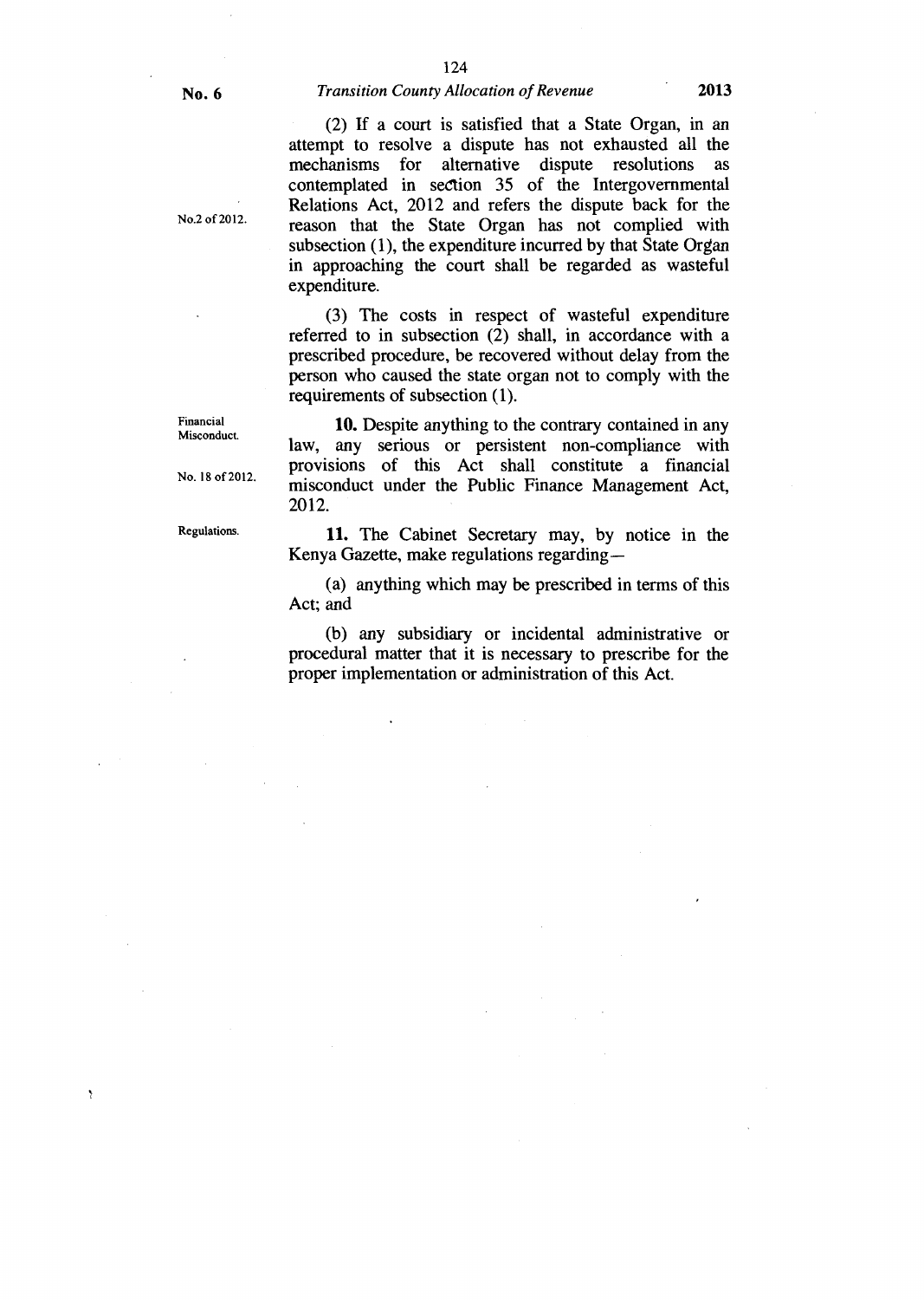(2) If a court is satisfied that a State Organ, in an attempt to resolve a dispute has not exhausted all the mechanisms for alternative dispute resolutions as contemplated in section 35 of the Intergovernmental Relations Act, 2012 and refers the dispute back for the reason that the State Organ has not complied with subsection (1), the expenditure incurred by that State Organ in approaching the court shall be regarded as wasteful expenditure.

No.2 of 2012.

(3) The costs in respect of wasteful expenditure referred to in subsection (2) shall, in accordance with a prescribed procedure, be recovered without delay from the person who caused the state organ not to comply with the requirements of subsection (1).

Financial Misconduct.

**10.** Despite anything to the contrary contained in any law, any serious or persistent non-compliance with provisions of this Act shall constitute a financial misconduct under the Public Finance Management Act, 2012.

No. 18 of 2012.

Regulations.

**11.** The Cabinet Secretary may, by notice in the Kenya Gazette, make regulations regarding—

(a) anything which may be prescribed in terms of this Act; and

(b) any subsidiary or incidental administrative or procedural matter that it is necessary to prescribe for the proper implementation or administration of this Act.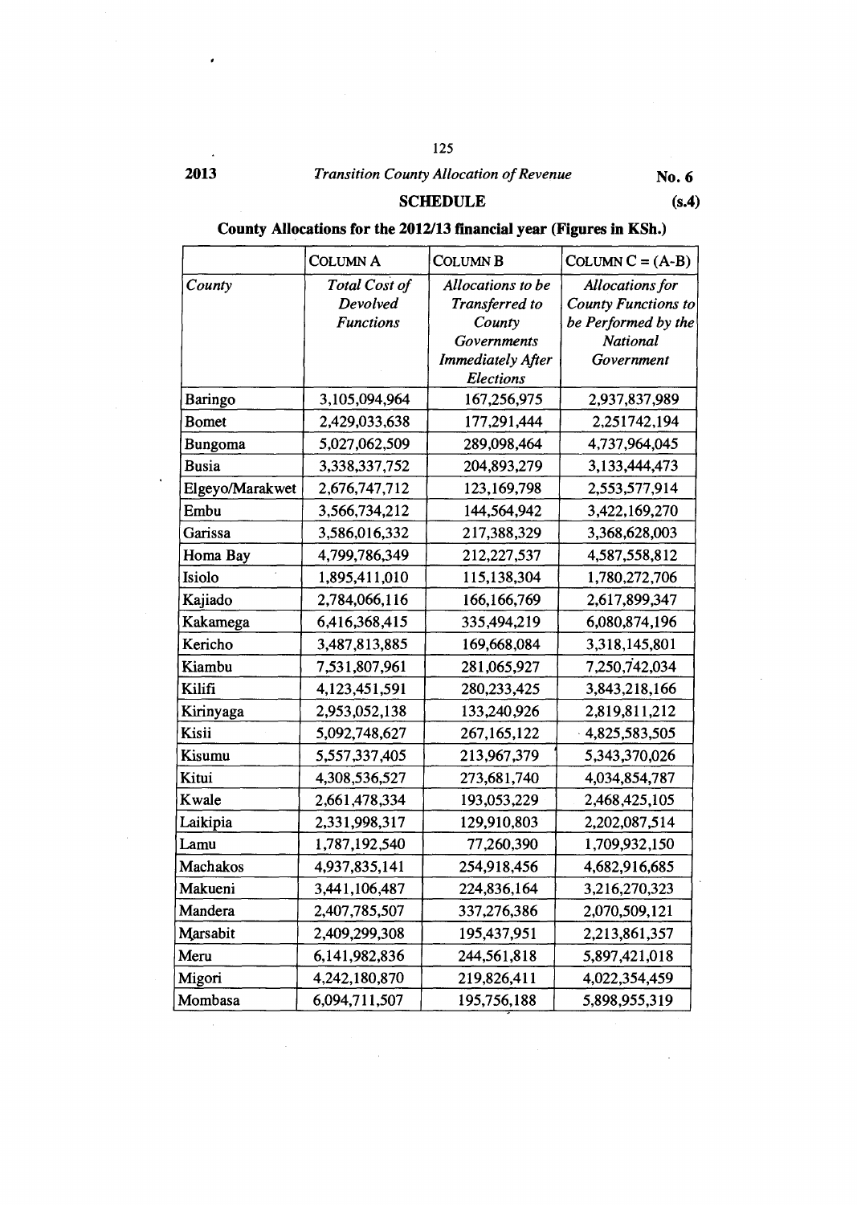2013 *Transition County Allocation of Revenue* No. 6

**SCHEDULE** (s.4)

**County Allocations for the 2012/13 financial year (Figures in KSh.)**

| | COLUMN A | COLUMN B | COLUMN C = (A-B) |
|---|---|---|---|
| *County* | *Total Cost of Devolved Functions* | *Allocations to be Transferred to County Governments Immediately After Elections* | *Allocations for County Functions to be Performed by the National Government* |
| Baringo | 3,105,094,964 | 167,256,975 | 2,937,837,989 |
| Bomet | 2,429,033,638 | 177,291,444 | 2,251742,194 |
| Bungoma | 5,027,062,509 | 289,098,464 | 4,737,964,045 |
| Busia | 3,338,337,752 | 204,893,279 | 3,133,444,473 |
| Elgeyo/Marakwet | 2,676,747,712 | 123,169,798 | 2,553,577,914 |
| Embu | 3,566,734,212 | 144,564,942 | 3,422,169,270 |
| Garissa | 3,586,016,332 | 217,388,329 | 3,368,628,003 |
| Homa Bay | 4,799,786,349 | 212,227,537 | 4,587,558,812 |
| Isiolo | 1,895,411,010 | 115,138,304 | 1,780,272,706 |
| Kajiado | 2,784,066,116 | 166,166,769 | 2,617,899,347 |
| Kakamega | 6,416,368,415 | 335,494,219 | 6,080,874,196 |
| Kericho | 3,487,813,885 | 169,668,084 | 3,318,145,801 |
| Kiambu | 7,531,807,961 | 281,065,927 | 7,250,742,034 |
| Kilifi | 4,123,451,591 | 280,233,425 | 3,843,218,166 |
| Kirinyaga | 2,953,052,138 | 133,240,926 | 2,819,811,212 |
| Kisii | 5,092,748,627 | 267,165,122 | 4,825,583,505 |
| Kisumu | 5,557,337,405 | 213,967,379 | 5,343,370,026 |
| Kitui | 4,308,536,527 | 273,681,740 | 4,034,854,787 |
| Kwale | 2,661,478,334 | 193,053,229 | 2,468,425,105 |
| Laikipia | 2,331,998,317 | 129,910,803 | 2,202,087,514 |
| Lamu | 1,787,192,540 | 77,260,390 | 1,709,932,150 |
| Machakos | 4,937,835,141 | 254,918,456 | 4,682,916,685 |
| Makueni | 3,441,106,487 | 224,836,164 | 3,216,270,323 |
| Mandera | 2,407,785,507 | 337,276,386 | 2,070,509,121 |
| Marsabit | 2,409,299,308 | 195,437,951 | 2,213,861,357 |
| Meru | 6,141,982,836 | 244,561,818 | 5,897,421,018 |
| Migori | 4,242,180,870 | 219,826,411 | 4,022,354,459 |
| Mombasa | 6,094,711,507 | 195,756,188 | 5,898,955,319 |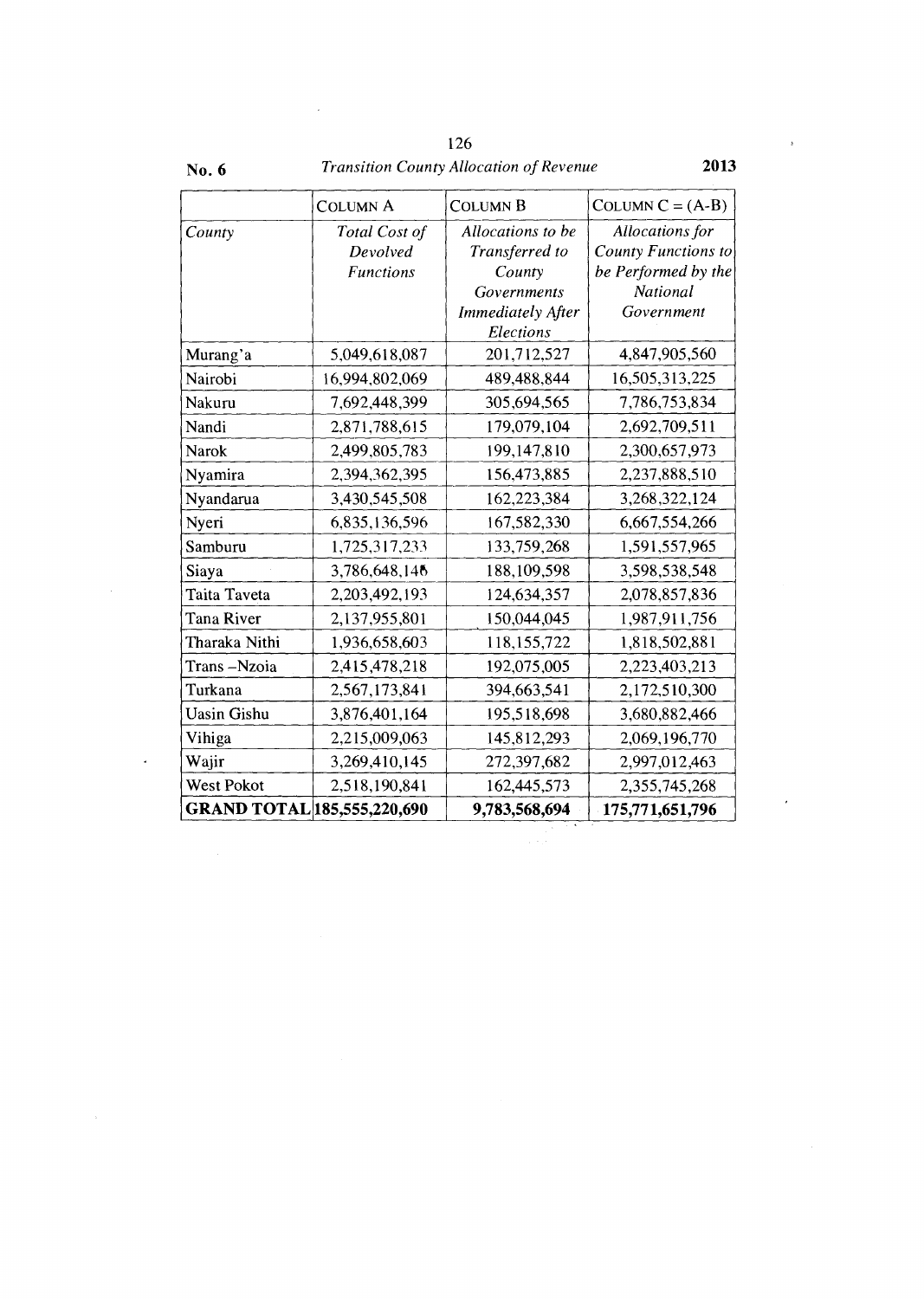| | COLUMN A | COLUMN B | COLUMN C = (A-B) |
| --- | --- | --- | --- |
| *County* | *Total Cost of Devolved Functions* | *Allocations to be Transferred to County Governments Immediately After Elections* | *Allocations for County Functions to be Performed by the National Government* |
| Murang'a | 5,049,618,087 | 201,712,527 | 4,847,905,560 |
| Nairobi | 16,994,802,069 | 489,488,844 | 16,505,313,225 |
| Nakuru | 7,692,448,399 | 305,694,565 | 7,786,753,834 |
| Nandi | 2,871,788,615 | 179,079,104 | 2,692,709,511 |
| Narok | 2,499,805,783 | 199,147,810 | 2,300,657,973 |
| Nyamira | 2,394,362,395 | 156,473,885 | 2,237,888,510 |
| Nyandarua | 3,430,545,508 | 162,223,384 | 3,268,322,124 |
| Nyeri | 6,835,136,596 | 167,582,330 | 6,667,554,266 |
| Samburu | 1,725,317,233 | 133,759,268 | 1,591,557,965 |
| Siaya | 3,786,648,146 | 188,109,598 | 3,598,538,548 |
| Taita Taveta | 2,203,492,193 | 124,634,357 | 2,078,857,836 |
| Tana River | 2,137,955,801 | 150,044,045 | 1,987,911,756 |
| Tharaka Nithi | 1,936,658,603 | 118,155,722 | 1,818,502,881 |
| Trans –Nzoia | 2,415,478,218 | 192,075,005 | 2,223,403,213 |
| Turkana | 2,567,173,841 | 394,663,541 | 2,172,510,300 |
| Uasin Gishu | 3,876,401,164 | 195,518,698 | 3,680,882,466 |
| Vihiga | 2,215,009,063 | 145,812,293 | 2,069,196,770 |
| Wajir | 3,269,410,145 | 272,397,682 | 2,997,012,463 |
| West Pokot | 2,518,190,841 | 162,445,573 | 2,355,745,268 |
| **GRAND TOTAL** | **185,555,220,690** | **9,783,568,694** | **175,771,651,796** |